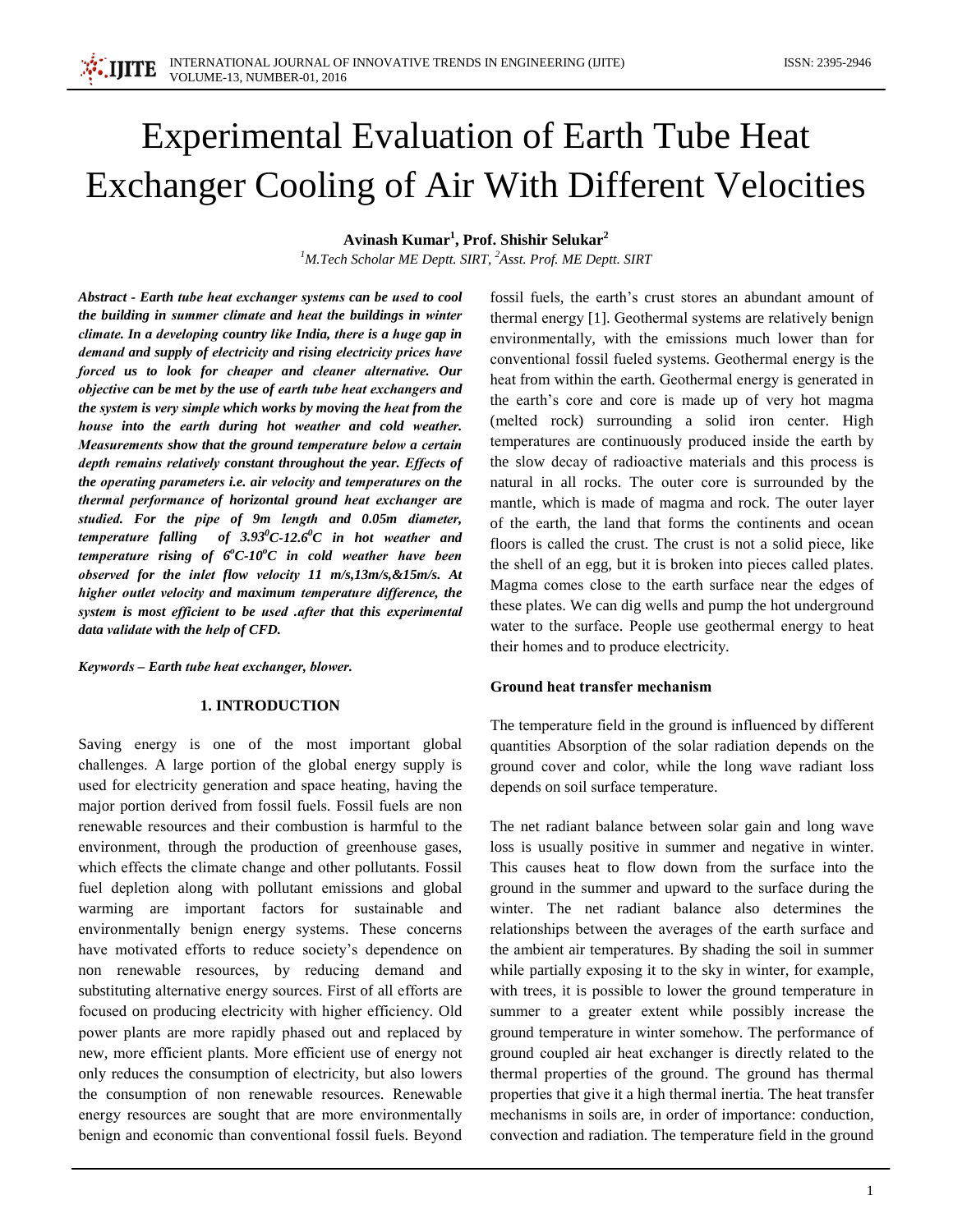# Experimental Evaluation of Earth Tube Heat Exchanger Cooling of Air With Different Velocities

**Avinash Kumar[1], Prof. Shishir Selukar[2]**

[1]M.Tech Scholar ME Deptt. SIRT, [2]Asst. Prof. ME Deptt. SIRT

***Abstract - Earth tube heat exchanger systems can be used to cool the building in summer climate and heat the buildings in winter climate. In a developing country like India, there is a huge gap in demand and supply of electricity and rising electricity prices have forced us to look for cheaper and cleaner alternative. Our objective can be met by the use of earth tube heat exchangers and the system is very simple which works by moving the heat from the house into the earth during hot weather and cold weather. Measurements show that the ground temperature below a certain depth remains relatively constant throughout the year. Effects of the operating parameters i.e. air velocity and temperatures on the thermal performance of horizontal ground heat exchanger are studied. For the pipe of 9m length and 0.05m diameter, temperature falling of $3.93^0C$-$12.6^0C$ in hot weather and temperature rising of $6^oC$-$10^oC$ in cold weather have been observed for the inlet flow velocity 11 m/s,13m/s,&15m/s. At higher outlet velocity and maximum temperature difference, the system is most efficient to be used .after that this experimental data validate with the help of CFD.***

***Keywords – Earth tube heat exchanger, blower.***

## 1. INTRODUCTION

Saving energy is one of the most important global challenges. A large portion of the global energy supply is used for electricity generation and space heating, having the major portion derived from fossil fuels. Fossil fuels are non renewable resources and their combustion is harmful to the environment, through the production of greenhouse gases, which effects the climate change and other pollutants. Fossil fuel depletion along with pollutant emissions and global warming are important factors for sustainable and environmentally benign energy systems. These concerns have motivated efforts to reduce society's dependence on non renewable resources, by reducing demand and substituting alternative energy sources. First of all efforts are focused on producing electricity with higher efficiency. Old power plants are more rapidly phased out and replaced by new, more efficient plants. More efficient use of energy not only reduces the consumption of electricity, but also lowers the consumption of non renewable resources. Renewable energy resources are sought that are more environmentally benign and economic than conventional fossil fuels. Beyond fossil fuels, the earth's crust stores an abundant amount of thermal energy [1]. Geothermal systems are relatively benign environmentally, with the emissions much lower than for conventional fossil fueled systems. Geothermal energy is the heat from within the earth. Geothermal energy is generated in the earth's core and core is made up of very hot magma (melted rock) surrounding a solid iron center. High temperatures are continuously produced inside the earth by the slow decay of radioactive materials and this process is natural in all rocks. The outer core is surrounded by the mantle, which is made of magma and rock. The outer layer of the earth, the land that forms the continents and ocean floors is called the crust. The crust is not a solid piece, like the shell of an egg, but it is broken into pieces called plates. Magma comes close to the earth surface near the edges of these plates. We can dig wells and pump the hot underground water to the surface. People use geothermal energy to heat their homes and to produce electricity.

**Ground heat transfer mechanism**

The temperature field in the ground is influenced by different quantities Absorption of the solar radiation depends on the ground cover and color, while the long wave radiant loss depends on soil surface temperature.

The net radiant balance between solar gain and long wave loss is usually positive in summer and negative in winter. This causes heat to flow down from the surface into the ground in the summer and upward to the surface during the winter. The net radiant balance also determines the relationships between the averages of the earth surface and the ambient air temperatures. By shading the soil in summer while partially exposing it to the sky in winter, for example, with trees, it is possible to lower the ground temperature in summer to a greater extent while possibly increase the ground temperature in winter somehow. The performance of ground coupled air heat exchanger is directly related to the thermal properties of the ground. The ground has thermal properties that give it a high thermal inertia. The heat transfer mechanisms in soils are, in order of importance: conduction, convection and radiation. The temperature field in the ground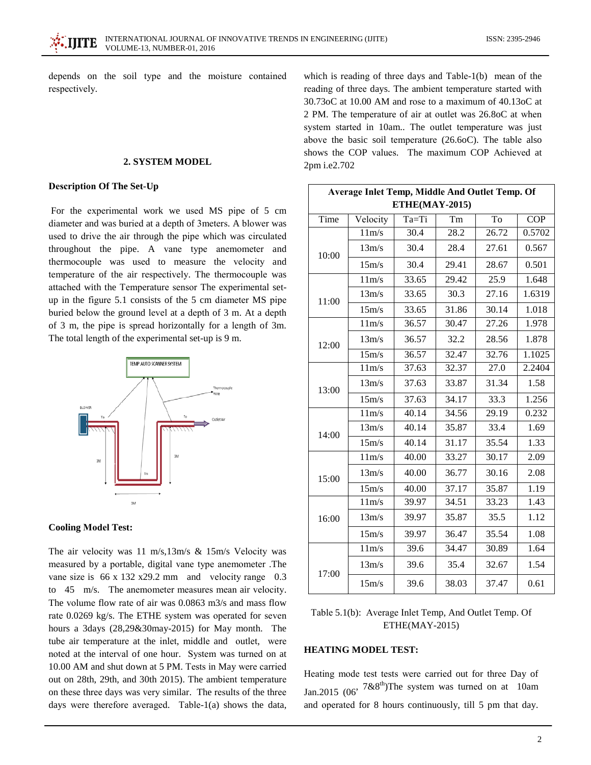depends on the soil type and the moisture contained respectively.

## 2. SYSTEM MODEL

### Description Of The Set-Up

For the experimental work we used MS pipe of 5 cm diameter and was buried at a depth of 3meters. A blower was used to drive the air through the pipe which was circulated throughout the pipe. A vane type anemometer and thermocouple was used to measure the velocity and temperature of the air respectively. The thermocouple was attached with the Temperature sensor The experimental set-up in the figure 5.1 consists of the 5 cm diameter MS pipe buried below the ground level at a depth of 3 m. At a depth of 3 m, the pipe is spread horizontally for a length of 3m. The total length of the experimental set-up is 9 m.

TEMP.AUTO SCANNER SYSTEM

Thermocouple wire

BLOWER

Ta

To

Outlet air

3M

3M

Tm

3M

### Cooling Model Test:

The air velocity was 11 m/s,13m/s & 15m/s Velocity was measured by a portable, digital vane type anemometer .The vane size is 66 x 132 x29.2 mm and velocity range 0.3 to 45 m/s. The anemometer measures mean air velocity. The volume flow rate of air was 0.0863 m3/s and mass flow rate 0.0269 kg/s. The ETHE system was operated for seven hours a 3days (28,29&30may-2015) for May month. The tube air temperature at the inlet, middle and outlet, were noted at the interval of one hour. System was turned on at 10.00 AM and shut down at 5 PM. Tests in May were carried out on 28th, 29th, and 30th 2015). The ambient temperature on these three days was very similar. The results of the three days were therefore averaged. Table-1(a) shows the data, which is reading of three days and Table-1(b) mean of the reading of three days. The ambient temperature started with 30.73oC at 10.00 AM and rose to a maximum of 40.13oC at 2 PM. The temperature of air at outlet was 26.8oC at when system started in 10am.. The outlet temperature was just above the basic soil temperature (26.6oC). The table also shows the COP values. The maximum COP Achieved at 2pm i.e2.702

| Average Inlet Temp, Middle And Outlet Temp. Of ETHE(MAY-2015) | | | | | |
|---|---|---|---|---|---|
| Time | Velocity | Ta=Ti | Tm | To | COP |
| 10:00 | 11m/s | 30.4 | 28.2 | 26.72 | 0.5702 |
| | 13m/s | 30.4 | 28.4 | 27.61 | 0.567 |
| | 15m/s | 30.4 | 29.41 | 28.67 | 0.501 |
| 11:00 | 11m/s | 33.65 | 29.42 | 25.9 | 1.648 |
| | 13m/s | 33.65 | 30.3 | 27.16 | 1.6319 |
| | 15m/s | 33.65 | 31.86 | 30.14 | 1.018 |
| 12:00 | 11m/s | 36.57 | 30.47 | 27.26 | 1.978 |
| | 13m/s | 36.57 | 32.2 | 28.56 | 1.878 |
| | 15m/s | 36.57 | 32.47 | 32.76 | 1.1025 |
| 13:00 | 11m/s | 37.63 | 32.37 | 27.0 | 2.2404 |
| | 13m/s | 37.63 | 33.87 | 31.34 | 1.58 |
| | 15m/s | 37.63 | 34.17 | 33.3 | 1.256 |
| 14:00 | 11m/s | 40.14 | 34.56 | 29.19 | 0.232 |
| | 13m/s | 40.14 | 35.87 | 33.4 | 1.69 |
| | 15m/s | 40.14 | 31.17 | 35.54 | 1.33 |
| 15:00 | 11m/s | 40.00 | 33.27 | 30.17 | 2.09 |
| | 13m/s | 40.00 | 36.77 | 30.16 | 2.08 |
| | 15m/s | 40.00 | 37.17 | 35.87 | 1.19 |
| 16:00 | 11m/s | 39.97 | 34.51 | 33.23 | 1.43 |
| | 13m/s | 39.97 | 35.87 | 35.5 | 1.12 |
| | 15m/s | 39.97 | 36.47 | 35.54 | 1.08 |
| 17:00 | 11m/s | 39.6 | 34.47 | 30.89 | 1.64 |
| | 13m/s | 39.6 | 35.4 | 32.67 | 1.54 |
| | 15m/s | 39.6 | 38.03 | 37.47 | 0.61 |

Table 5.1(b): Average Inlet Temp, And Outlet Temp. Of ETHE(MAY-2015)

### HEATING MODEL TEST:

Heating mode test tests were carried out for three Day of Jan.2015 (06' 7&8th)The system was turned on at 10am and operated for 8 hours continuously, till 5 pm that day.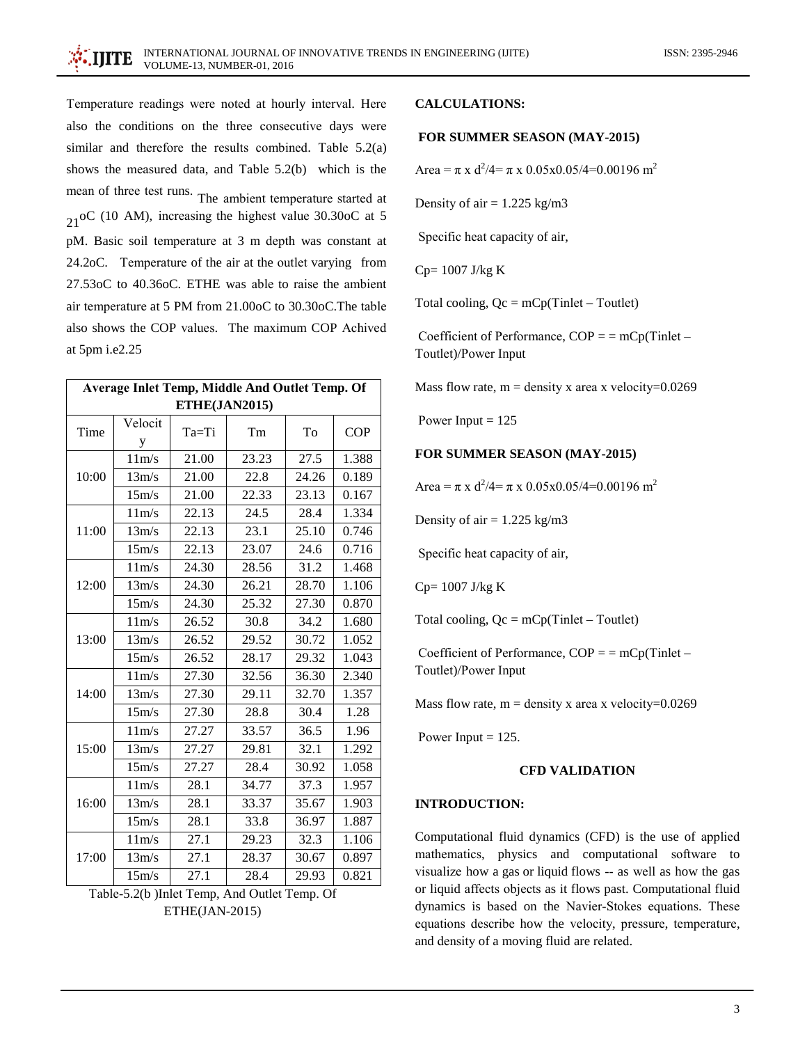Temperature readings were noted at hourly interval. Here also the conditions on the three consecutive days were similar and therefore the results combined. Table 5.2(a) shows the measured data, and Table 5.2(b) which is the mean of three test runs. The ambient temperature started at 21oC (10 AM), increasing the highest value 30.30oC at 5 pM. Basic soil temperature at 3 m depth was constant at 24.2oC. Temperature of the air at the outlet varying from 27.53oC to 40.36oC. ETHE was able to raise the ambient air temperature at 5 PM from 21.00oC to 30.30oC.The table also shows the COP values. The maximum COP Achived at 5pm i.e2.25

| Average Inlet Temp, Middle And Outlet Temp. Of ETHE(JAN2015) | | | | | |
|---|---|---|---|---|---|
| Time | Velocity | Ta=Ti | Tm | To | COP |
| 10:00 | 11m/s | 21.00 | 23.23 | 27.5 | 1.388 |
| | 13m/s | 21.00 | 22.8 | 24.26 | 0.189 |
| | 15m/s | 21.00 | 22.33 | 23.13 | 0.167 |
| 11:00 | 11m/s | 22.13 | 24.5 | 28.4 | 1.334 |
| | 13m/s | 22.13 | 23.1 | 25.10 | 0.746 |
| | 15m/s | 22.13 | 23.07 | 24.6 | 0.716 |
| 12:00 | 11m/s | 24.30 | 28.56 | 31.2 | 1.468 |
| | 13m/s | 24.30 | 26.21 | 28.70 | 1.106 |
| | 15m/s | 24.30 | 25.32 | 27.30 | 0.870 |
| 13:00 | 11m/s | 26.52 | 30.8 | 34.2 | 1.680 |
| | 13m/s | 26.52 | 29.52 | 30.72 | 1.052 |
| | 15m/s | 26.52 | 28.17 | 29.32 | 1.043 |
| 14:00 | 11m/s | 27.30 | 32.56 | 36.30 | 2.340 |
| | 13m/s | 27.30 | 29.11 | 32.70 | 1.357 |
| | 15m/s | 27.30 | 28.8 | 30.4 | 1.28 |
| 15:00 | 11m/s | 27.27 | 33.57 | 36.5 | 1.96 |
| | 13m/s | 27.27 | 29.81 | 32.1 | 1.292 |
| | 15m/s | 27.27 | 28.4 | 30.92 | 1.058 |
| 16:00 | 11m/s | 28.1 | 34.77 | 37.3 | 1.957 |
| | 13m/s | 28.1 | 33.37 | 35.67 | 1.903 |
| | 15m/s | 28.1 | 33.8 | 36.97 | 1.887 |
| 17:00 | 11m/s | 27.1 | 29.23 | 32.3 | 1.106 |
| | 13m/s | 27.1 | 28.37 | 30.67 | 0.897 |
| | 15m/s | 27.1 | 28.4 | 29.93 | 0.821 |

Table-5.2(b )Inlet Temp, And Outlet Temp. Of ETHE(JAN-2015)

**CALCULATIONS:**

**FOR SUMMER SEASON (MAY-2015)**

Area = $\pi$ x $d^2/4$= $\pi$ x 0.05x0.05/4=0.00196 $m^2$

Density of air = 1.225 kg/m3

Specific heat capacity of air,

Cp= 1007 J/kg K

Total cooling, Qc = mCp(Tinlet – Toutlet)

Coefficient of Performance, COP = = mCp(Tinlet – Toutlet)/Power Input

Mass flow rate, m = density x area x velocity=0.0269

Power Input = 125

**FOR SUMMER SEASON (MAY-2015)**

Area = $\pi$ x $d^2/4$= $\pi$ x 0.05x0.05/4=0.00196 $m^2$

Density of air = 1.225 kg/m3

Specific heat capacity of air,

Cp= 1007 J/kg K

Total cooling, Qc = mCp(Tinlet – Toutlet)

Coefficient of Performance, COP = = mCp(Tinlet – Toutlet)/Power Input

Mass flow rate, m = density x area x velocity=0.0269

Power Input = 125.

## CFD VALIDATION

**INTRODUCTION:**

Computational fluid dynamics (CFD) is the use of applied mathematics, physics and computational software to visualize how a gas or liquid flows -- as well as how the gas or liquid affects objects as it flows past. Computational fluid dynamics is based on the Navier-Stokes equations. These equations describe how the velocity, pressure, temperature, and density of a moving fluid are related.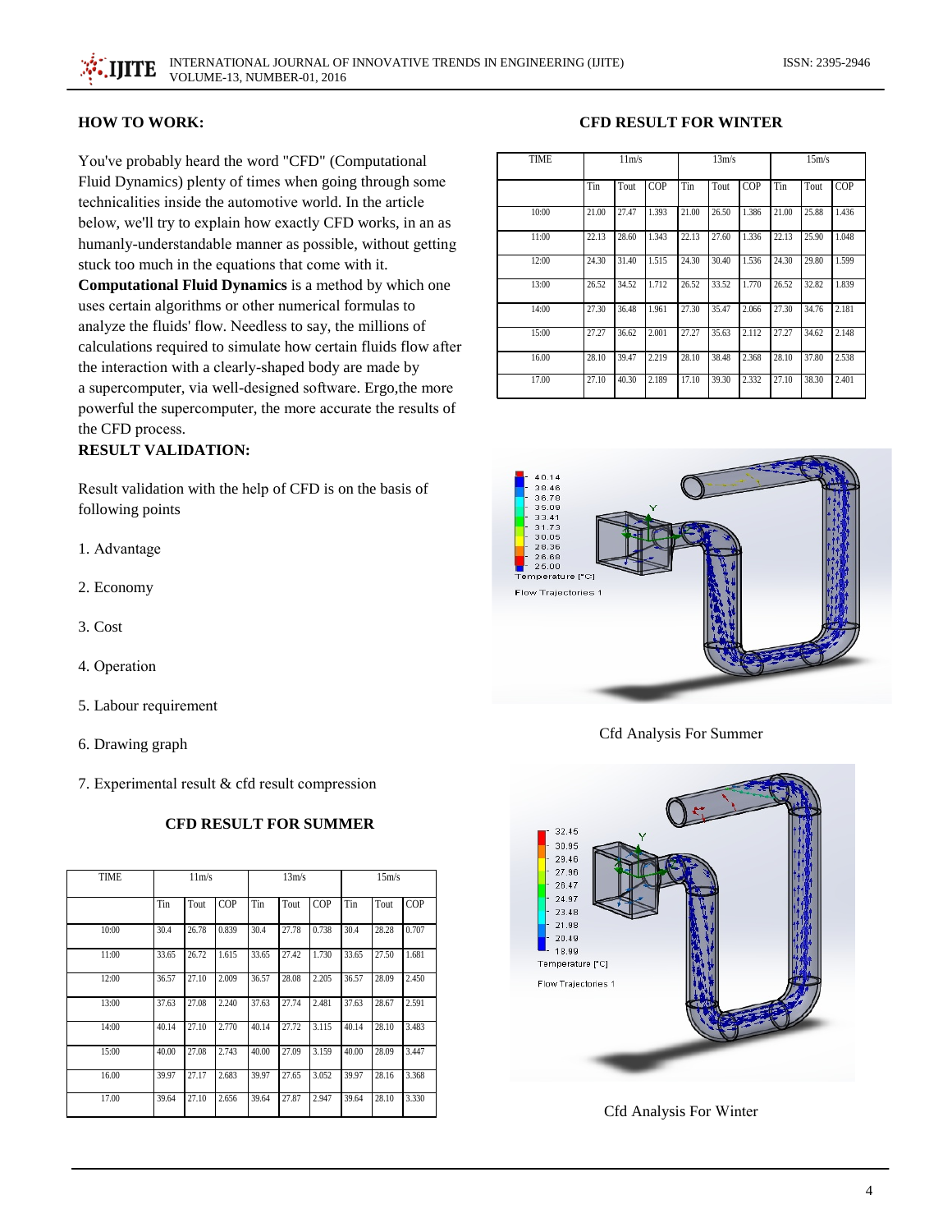## HOW TO WORK:

You've probably heard the word "CFD" (Computational Fluid Dynamics) plenty of times when going through some technicalities inside the automotive world. In the article below, we'll try to explain how exactly CFD works, in an as humanly-understandable manner as possible, without getting stuck too much in the equations that come with it.

**Computational Fluid Dynamics** is a method by which one uses certain algorithms or other numerical formulas to analyze the fluids' flow. Needless to say, the millions of calculations required to simulate how certain fluids flow after the interaction with a clearly-shaped body are made by a supercomputer, via well-designed software. Ergo,the more powerful the supercomputer, the more accurate the results of the CFD process.

## RESULT VALIDATION:

Result validation with the help of CFD is on the basis of following points

1. Advantage
2. Economy
3. Cost
4. Operation
5. Labour requirement
6. Drawing graph
7. Experimental result & cfd result compression

### CFD RESULT FOR SUMMER

| TIME | 11m/s | | | 13m/s | | | 15m/s | | |
|---|---|---|---|---|---|---|---|---|---|
| | Tin | Tout | COP | Tin | Tout | COP | Tin | Tout | COP |
| 10:00 | 30.4 | 26.78 | 0.839 | 30.4 | 27.78 | 0.738 | 30.4 | 28.28 | 0.707 |
| 11:00 | 33.65 | 26.72 | 1.615 | 33.65 | 27.42 | 1.730 | 33.65 | 27.50 | 1.681 |
| 12:00 | 36.57 | 27.10 | 2.009 | 36.57 | 28.08 | 2.205 | 36.57 | 28.09 | 2.450 |
| 13:00 | 37.63 | 27.08 | 2.240 | 37.63 | 27.74 | 2.481 | 37.63 | 28.67 | 2.591 |
| 14:00 | 40.14 | 27.10 | 2.770 | 40.14 | 27.72 | 3.115 | 40.14 | 28.10 | 3.483 |
| 15:00 | 40.00 | 27.08 | 2.743 | 40.00 | 27.09 | 3.159 | 40.00 | 28.09 | 3.447 |
| 16.00 | 39.97 | 27.17 | 2.683 | 39.97 | 27.65 | 3.052 | 39.97 | 28.16 | 3.368 |
| 17.00 | 39.64 | 27.10 | 2.656 | 39.64 | 27.87 | 2.947 | 39.64 | 28.10 | 3.330 |

### CFD RESULT FOR WINTER

| TIME | 11m/s | | | 13m/s | | | 15m/s | | |
|---|---|---|---|---|---|---|---|---|---|
| | Tin | Tout | COP | Tin | Tout | COP | Tin | Tout | COP |
| 10:00 | 21.00 | 27.47 | 1.393 | 21.00 | 26.50 | 1.386 | 21.00 | 25.88 | 1.436 |
| 11:00 | 22.13 | 28.60 | 1.343 | 22.13 | 27.60 | 1.336 | 22.13 | 25.90 | 1.048 |
| 12:00 | 24.30 | 31.40 | 1.515 | 24.30 | 30.40 | 1.536 | 24.30 | 29.80 | 1.599 |
| 13:00 | 26.52 | 34.52 | 1.712 | 26.52 | 33.52 | 1.770 | 26.52 | 32.82 | 1.839 |
| 14:00 | 27.30 | 36.48 | 1.961 | 27.30 | 35.47 | 2.066 | 27.30 | 34.76 | 2.181 |
| 15:00 | 27.27 | 36.62 | 2.001 | 27.27 | 35.63 | 2.112 | 27.27 | 34.62 | 2.148 |
| 16.00 | 28.10 | 39.47 | 2.219 | 28.10 | 38.48 | 2.368 | 28.10 | 37.80 | 2.538 |
| 17.00 | 27.10 | 40.30 | 2.189 | 17.10 | 39.30 | 2.332 | 27.10 | 38.30 | 2.401 |

40.14
38.46
36.78
35.09
33.41
31.73
30.05
28.36
26.68
25.00
Temperature [°C]
Flow Trajectories 1

Cfd Analysis For Summer

32.45
30.95
29.46
27.96
26.47
24.97
23.48
21.98
20.49
18.99
Temperature [°C]
Flow Trajectories 1

Cfd Analysis For Winter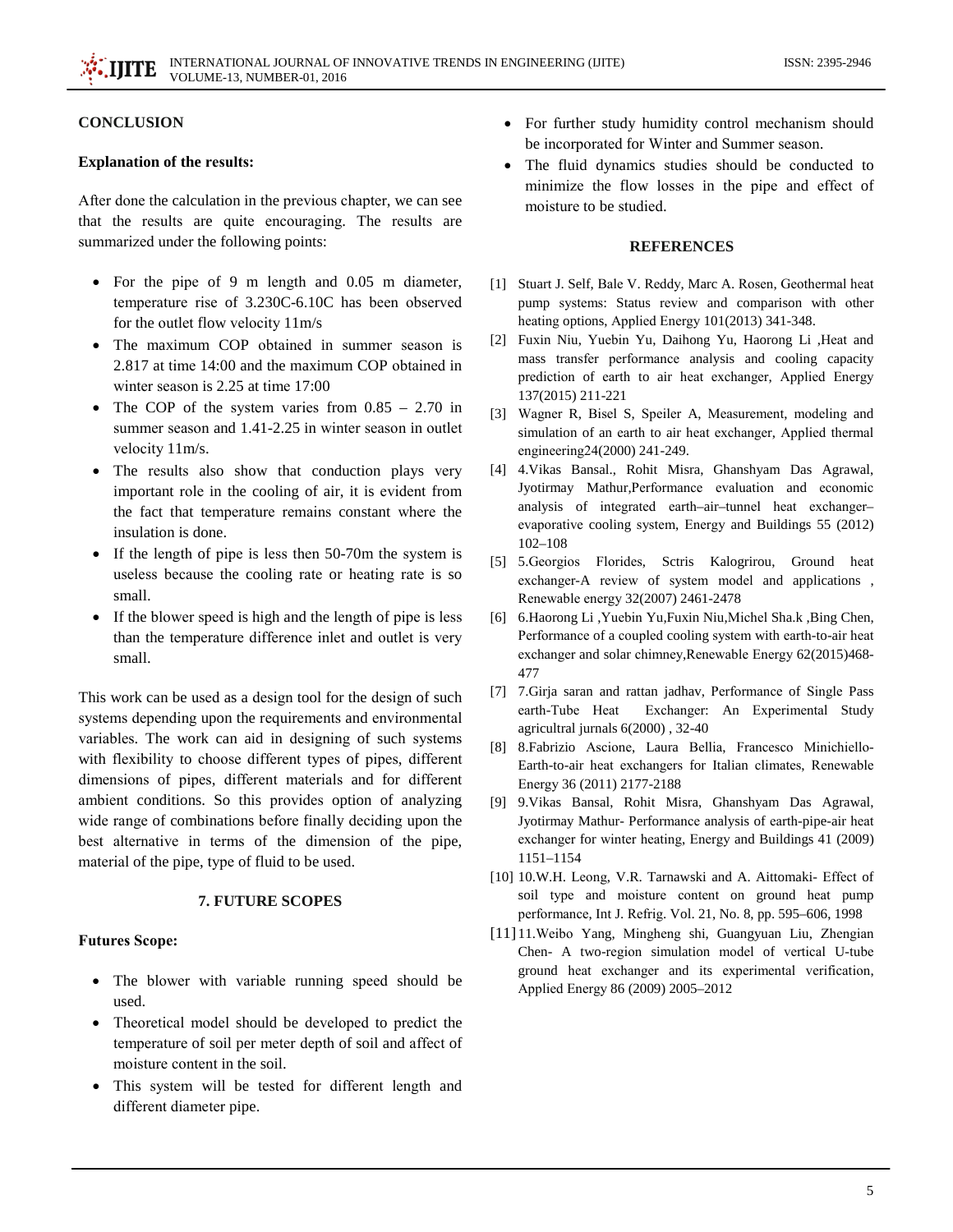## CONCLUSION

### Explanation of the results:

After done the calculation in the previous chapter, we can see that the results are quite encouraging. The results are summarized under the following points:

- For the pipe of 9 m length and 0.05 m diameter, temperature rise of 3.230C-6.10C has been observed for the outlet flow velocity 11m/s
- The maximum COP obtained in summer season is 2.817 at time 14:00 and the maximum COP obtained in winter season is 2.25 at time 17:00
- The COP of the system varies from 0.85 – 2.70 in summer season and 1.41-2.25 in winter season in outlet velocity 11m/s.
- The results also show that conduction plays very important role in the cooling of air, it is evident from the fact that temperature remains constant where the insulation is done.
- If the length of pipe is less then 50-70m the system is useless because the cooling rate or heating rate is so small.
- If the blower speed is high and the length of pipe is less than the temperature difference inlet and outlet is very small.

This work can be used as a design tool for the design of such systems depending upon the requirements and environmental variables. The work can aid in designing of such systems with flexibility to choose different types of pipes, different dimensions of pipes, different materials and for different ambient conditions. So this provides option of analyzing wide range of combinations before finally deciding upon the best alternative in terms of the dimension of the pipe, material of the pipe, type of fluid to be used.

## 7. FUTURE SCOPES

### Futures Scope:

- The blower with variable running speed should be used.
- Theoretical model should be developed to predict the temperature of soil per meter depth of soil and affect of moisture content in the soil.
- This system will be tested for different length and different diameter pipe.
- For further study humidity control mechanism should be incorporated for Winter and Summer season.
- The fluid dynamics studies should be conducted to minimize the flow losses in the pipe and effect of moisture to be studied.

## REFERENCES

[1] Stuart J. Self, Bale V. Reddy, Marc A. Rosen, Geothermal heat pump systems: Status review and comparison with other heating options, Applied Energy 101(2013) 341-348.

[2] Fuxin Niu, Yuebin Yu, Daihong Yu, Haorong Li ,Heat and mass transfer performance analysis and cooling capacity prediction of earth to air heat exchanger, Applied Energy 137(2015) 211-221

[3] Wagner R, Bisel S, Speiler A, Measurement, modeling and simulation of an earth to air heat exchanger, Applied thermal engineering24(2000) 241-249.

[4] 4.Vikas Bansal., Rohit Misra, Ghanshyam Das Agrawal, Jyotirmay Mathur,Performance evaluation and economic analysis of integrated earth–air–tunnel heat exchanger–evaporative cooling system, Energy and Buildings 55 (2012) 102–108

[5] 5.Georgios Florides, Sctris Kalogrirou, Ground heat exchanger-A review of system model and applications , Renewable energy 32(2007) 2461-2478

[6] 6.Haorong Li ,Yuebin Yu,Fuxin Niu,Michel Sha.k ,Bing Chen, Performance of a coupled cooling system with earth-to-air heat exchanger and solar chimney,Renewable Energy 62(2015)468-477

[7] 7.Girja saran and rattan jadhav, Performance of Single Pass earth-Tube Heat Exchanger: An Experimental Study agricultral jurnals 6(2000) , 32-40

[8] 8.Fabrizio Ascione, Laura Bellia, Francesco Minichiello- Earth-to-air heat exchangers for Italian climates, Renewable Energy 36 (2011) 2177-2188

[9] 9.Vikas Bansal, Rohit Misra, Ghanshyam Das Agrawal, Jyotirmay Mathur- Performance analysis of earth-pipe-air heat exchanger for winter heating, Energy and Buildings 41 (2009) 1151–1154

[10] 10.W.H. Leong, V.R. Tarnawski and A. Aittomaki- Effect of soil type and moisture content on ground heat pump performance, Int J. Refrig. Vol. 21, No. 8, pp. 595–606, 1998

[11] 11.Weibo Yang, Mingheng shi, Guangyuan Liu, Zhengian Chen- A two-region simulation model of vertical U-tube ground heat exchanger and its experimental verification, Applied Energy 86 (2009) 2005–2012